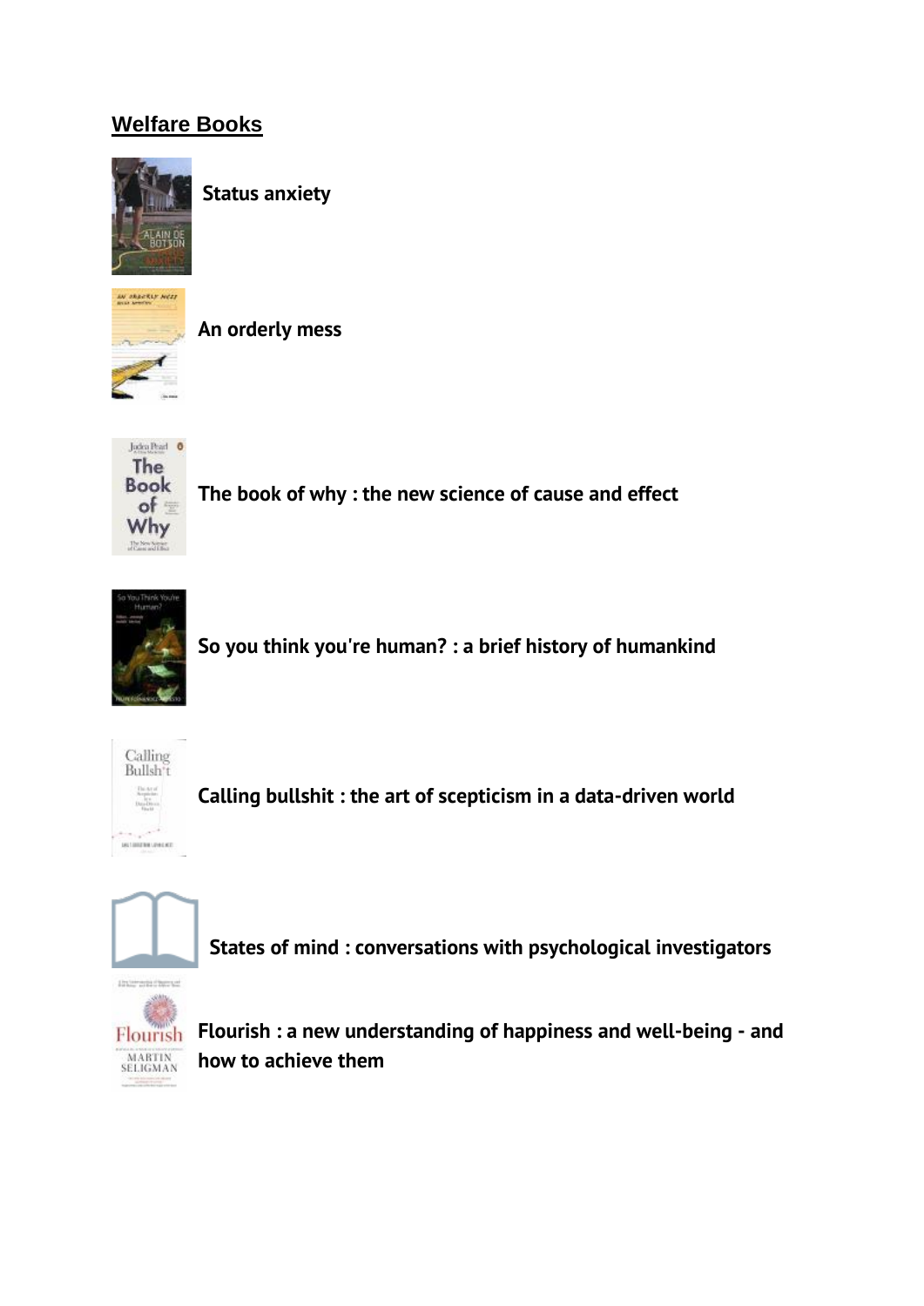## Welfare Books

**Status anxiety**

**An orderly mess**

**The book of why : the new science of cause and effect**

**So you think you're human? : a brief history of humankind**

**Calling bullshit : the art of scepticism in a data-driven world**

**States of mind : conversations with psychological investigators**

**Flourish : a new understanding of happiness and well-being - and how to achieve them**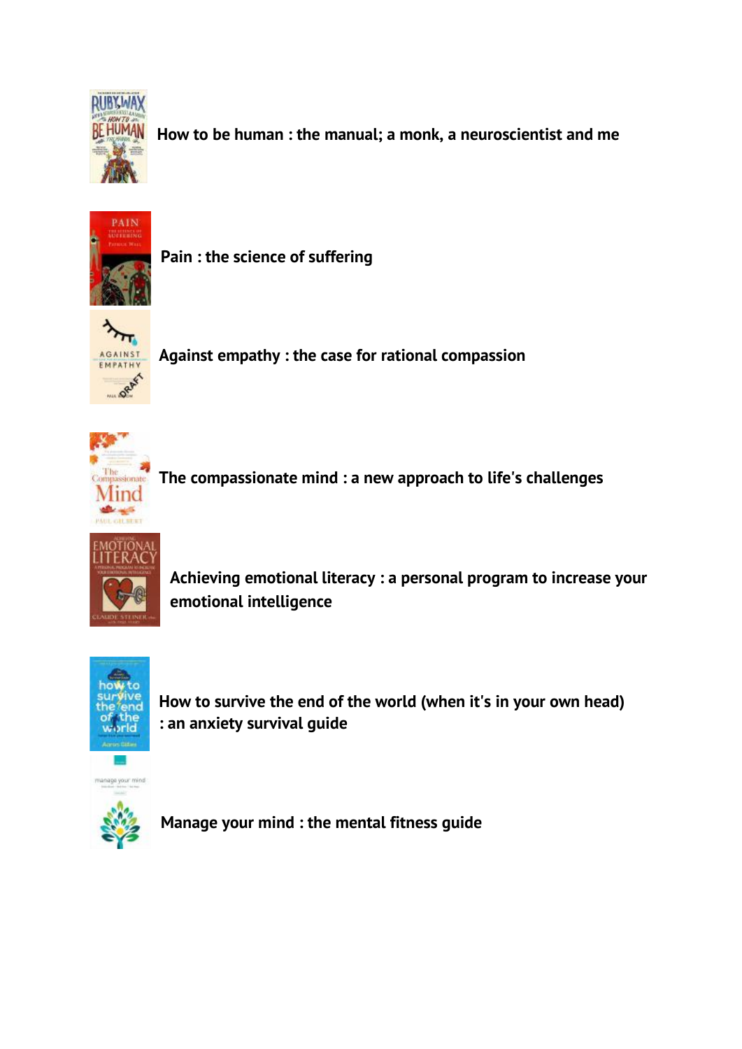**How to be human : the manual; a monk, a neuroscientist and me**

**Pain : the science of suffering**

**Against empathy : the case for rational compassion**

**The compassionate mind : a new approach to life's challenges**

**Achieving emotional literacy : a personal program to increase your emotional intelligence**

**How to survive the end of the world (when it's in your own head) : an anxiety survival guide**

**Manage your mind : the mental fitness guide**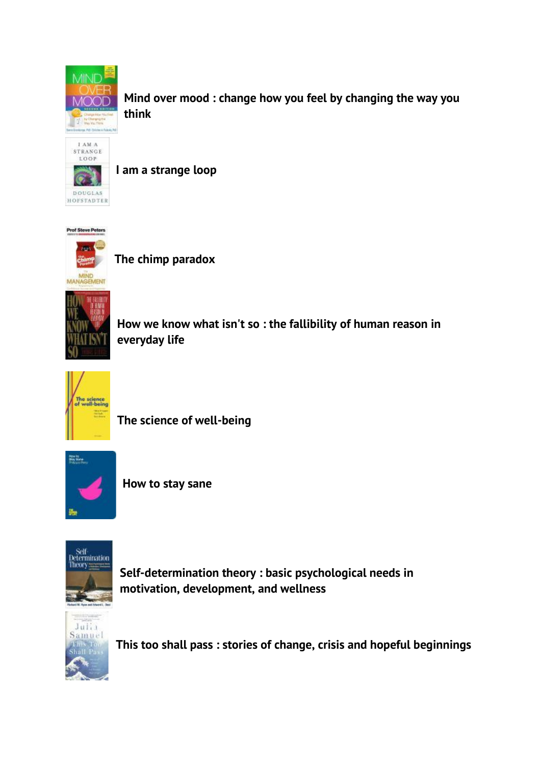**Mind over mood : change how you feel by changing the way you think**

**I am a strange loop**

**The chimp paradox**

**How we know what isn't so : the fallibility of human reason in everyday life**

**The science of well-being**

**How to stay sane**

**Self-determination theory : basic psychological needs in motivation, development, and wellness**

**This too shall pass : stories of change, crisis and hopeful beginnings**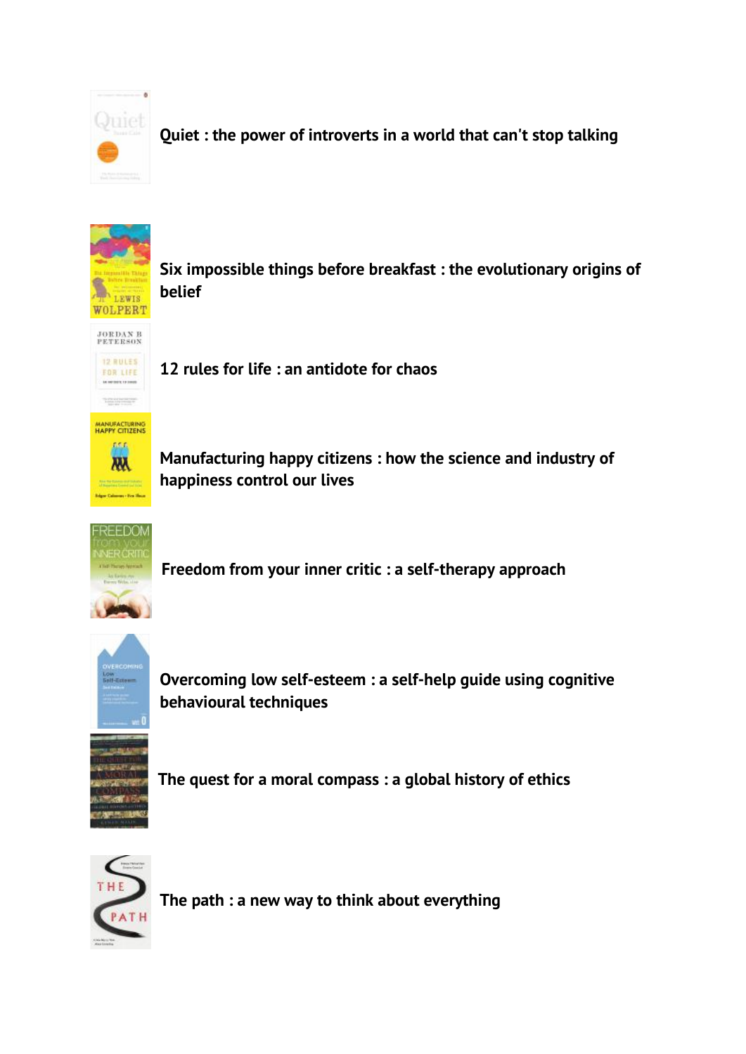**Quiet : the power of introverts in a world that can't stop talking**

**Six impossible things before breakfast : the evolutionary origins of belief**

**12 rules for life : an antidote for chaos**

**Manufacturing happy citizens : how the science and industry of happiness control our lives**

**Freedom from your inner critic : a self-therapy approach**

**Overcoming low self-esteem : a self-help guide using cognitive behavioural techniques**

**The quest for a moral compass : a global history of ethics**

**The path : a new way to think about everything**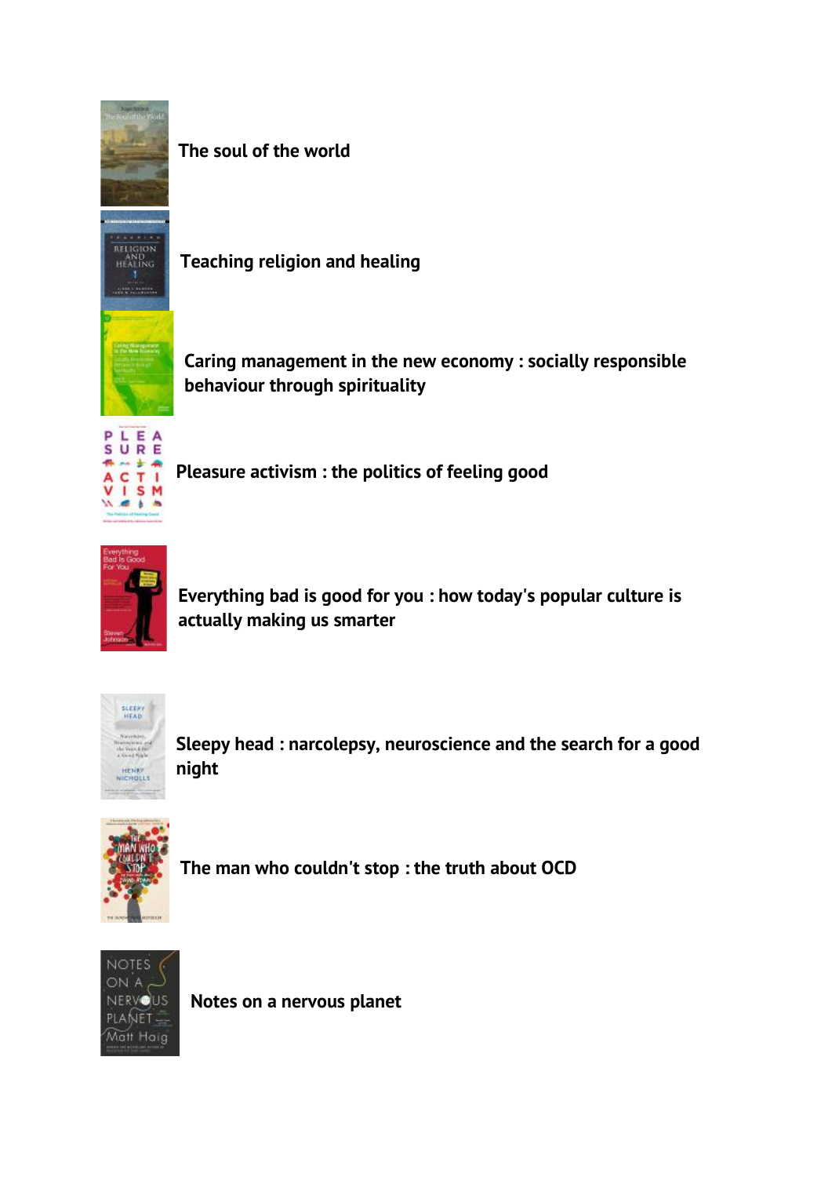**The soul of the world**

**Teaching religion and healing**

**Caring management in the new economy : socially responsible behaviour through spirituality**

**Pleasure activism : the politics of feeling good**

**Everything bad is good for you : how today's popular culture is actually making us smarter**

**Sleepy head : narcolepsy, neuroscience and the search for a good night**

**The man who couldn't stop : the truth about OCD**

**Notes on a nervous planet**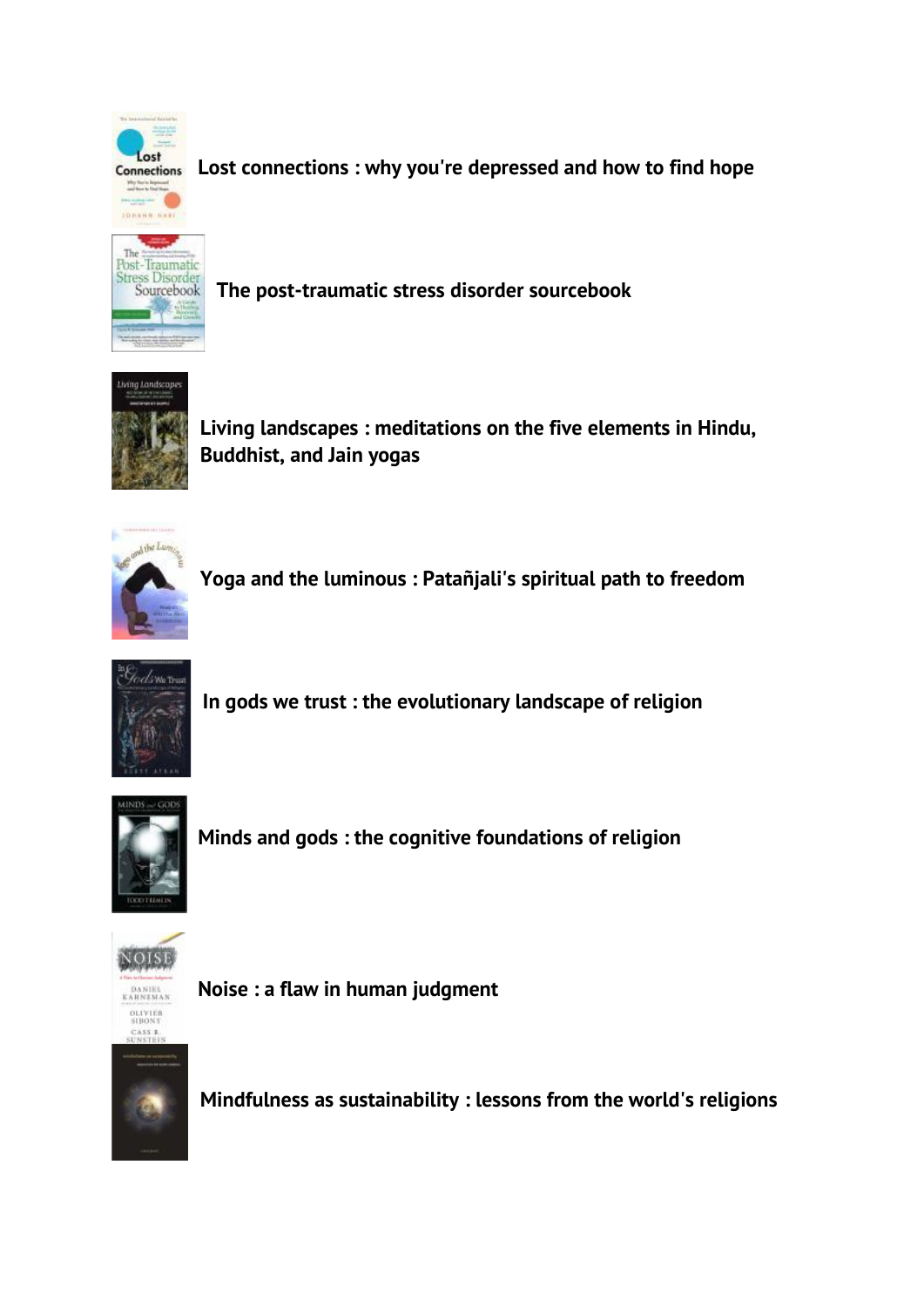**Lost connections : why you're depressed and how to find hope**

**The post-traumatic stress disorder sourcebook**

**Living landscapes : meditations on the five elements in Hindu, Buddhist, and Jain yogas**

**Yoga and the luminous : Patañjali's spiritual path to freedom**

**In gods we trust : the evolutionary landscape of religion**

**Minds and gods : the cognitive foundations of religion**

**Noise : a flaw in human judgment**

**Mindfulness as sustainability : lessons from the world's religions**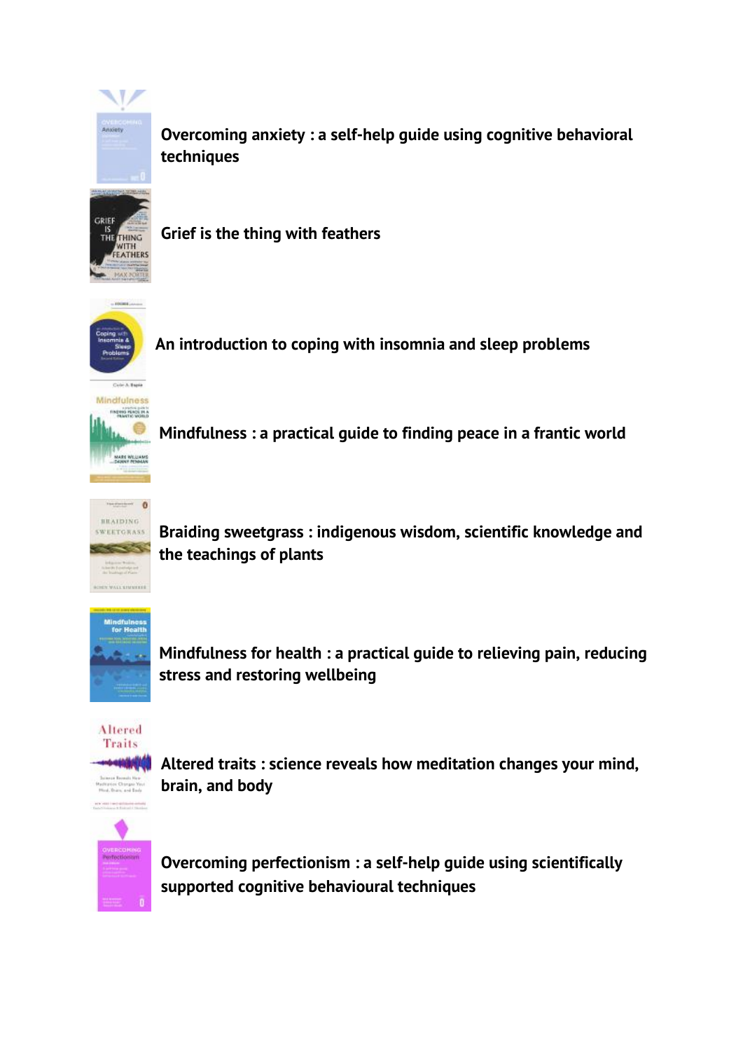**Overcoming anxiety : a self-help guide using cognitive behavioral techniques**

**Grief is the thing with feathers**

**An introduction to coping with insomnia and sleep problems**

**Mindfulness : a practical guide to finding peace in a frantic world**

**Braiding sweetgrass : indigenous wisdom, scientific knowledge and the teachings of plants**

**Mindfulness for health : a practical guide to relieving pain, reducing stress and restoring wellbeing**

**Altered traits : science reveals how meditation changes your mind, brain, and body**

**Overcoming perfectionism : a self-help guide using scientifically supported cognitive behavioural techniques**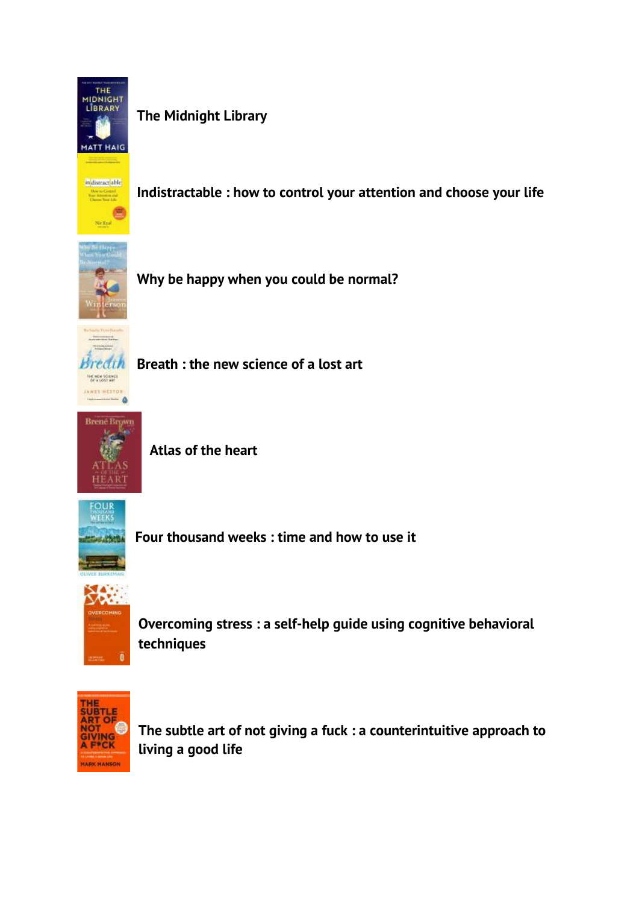**The Midnight Library**

**Indistractable : how to control your attention and choose your life**

**Why be happy when you could be normal?**

**Breath : the new science of a lost art**

**Atlas of the heart**

**Four thousand weeks : time and how to use it**

**Overcoming stress : a self-help guide using cognitive behavioral techniques**

**The subtle art of not giving a fuck : a counterintuitive approach to living a good life**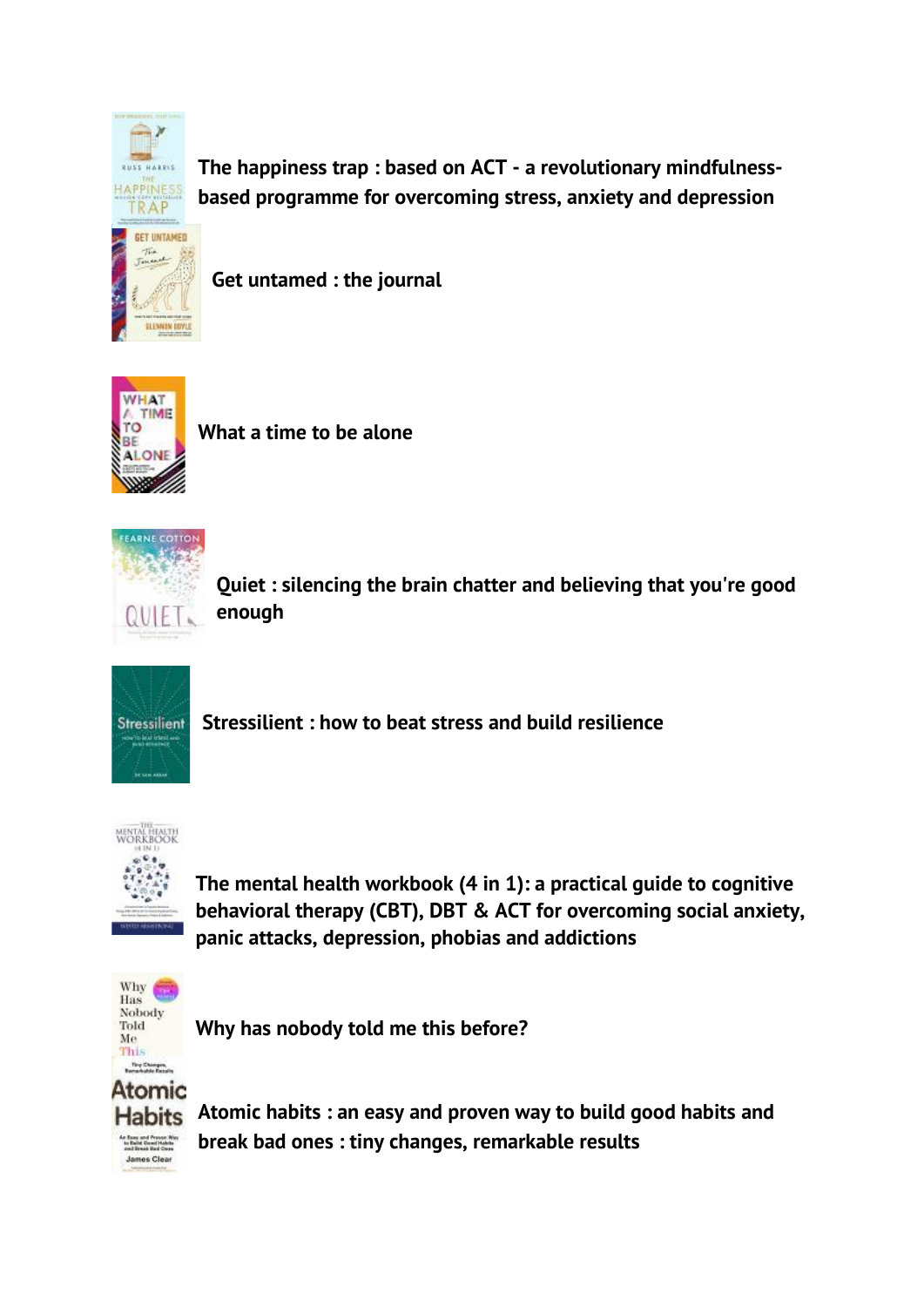**The happiness trap : based on ACT - a revolutionary mindfulness-based programme for overcoming stress, anxiety and depression**

**Get untamed : the journal**

**What a time to be alone**

**Quiet : silencing the brain chatter and believing that you're good enough**

**Stressilient : how to beat stress and build resilience**

**The mental health workbook (4 in 1): a practical guide to cognitive behavioral therapy (CBT), DBT & ACT for overcoming social anxiety, panic attacks, depression, phobias and addictions**

**Why has nobody told me this before?**

**Atomic habits : an easy and proven way to build good habits and break bad ones : tiny changes, remarkable results**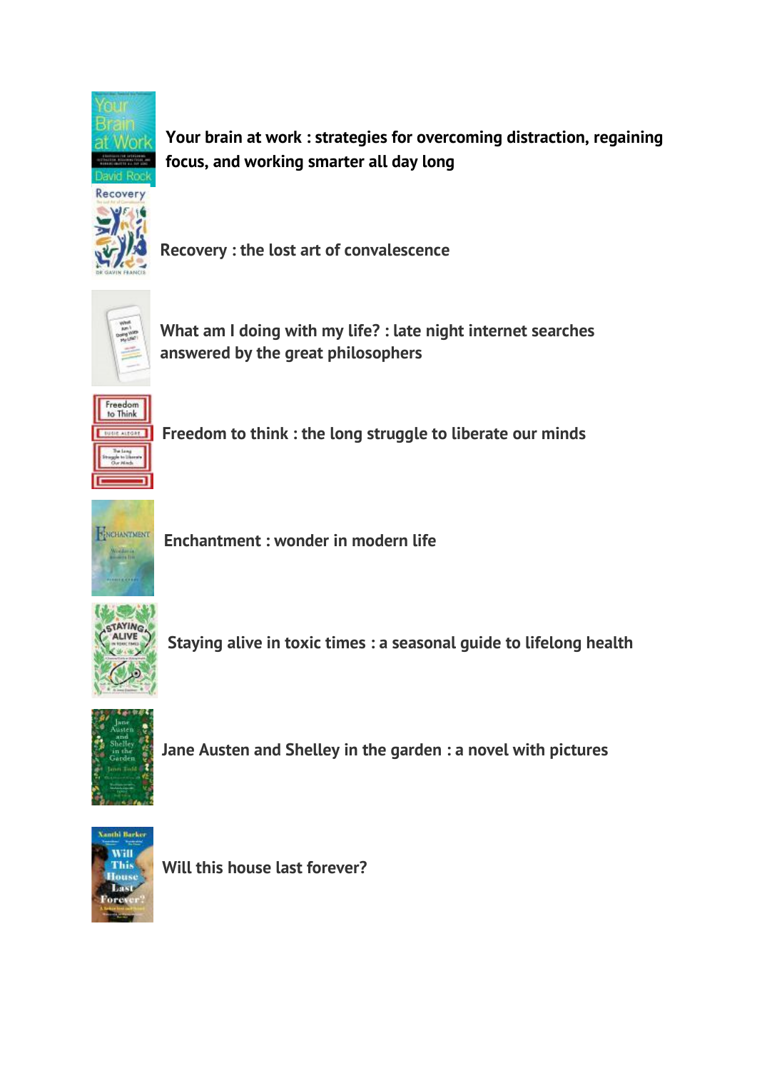**Your brain at work : strategies for overcoming distraction, regaining focus, and working smarter all day long**

**Recovery : the lost art of convalescence**

**What am I doing with my life? : late night internet searches answered by the great philosophers**

**Freedom to think : the long struggle to liberate our minds**

**Enchantment : wonder in modern life**

**Staying alive in toxic times : a seasonal guide to lifelong health**

**Jane Austen and Shelley in the garden : a novel with pictures**

**Will this house last forever?**